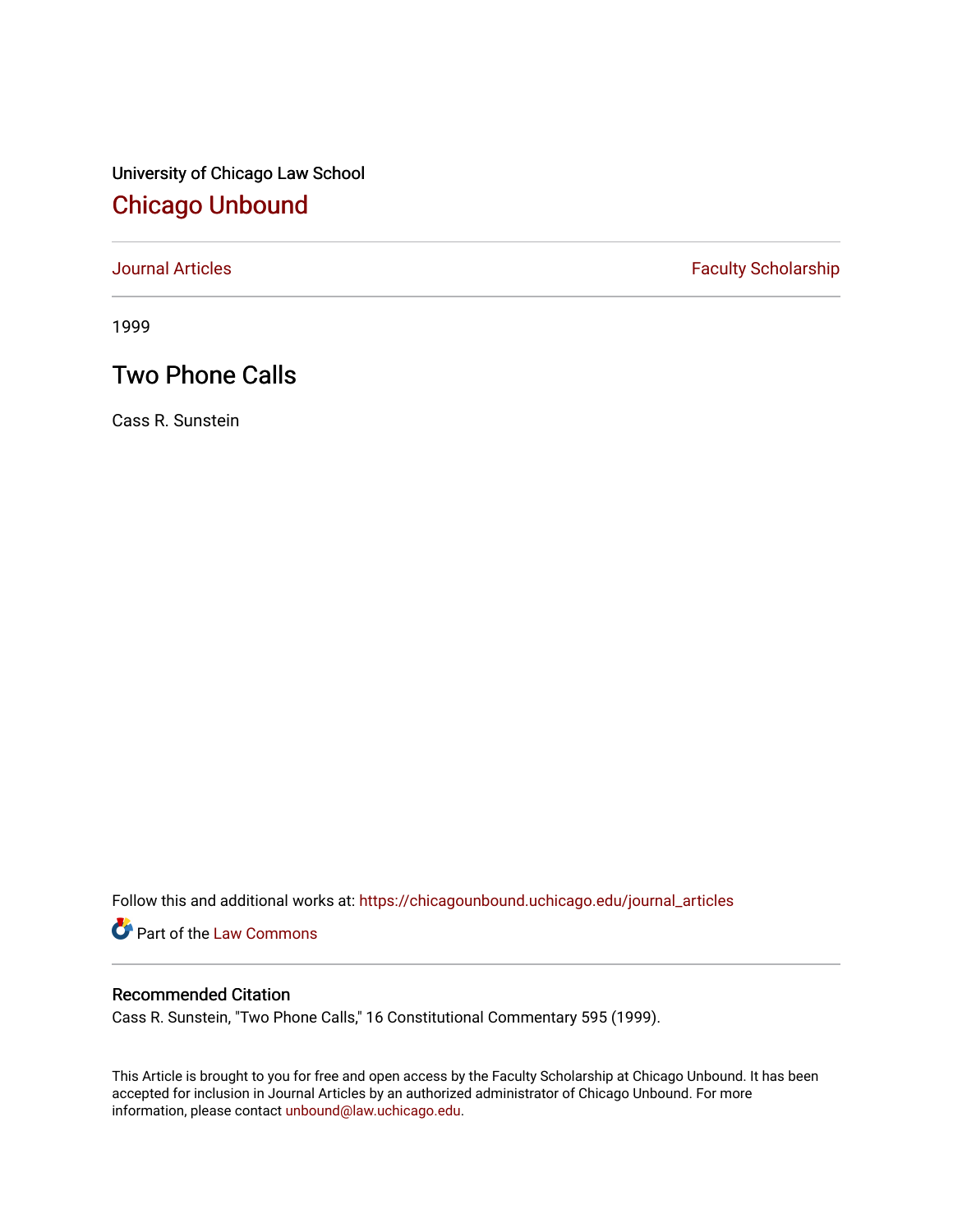University of Chicago Law School

# Chicago Unbound

Journal Articles

Faculty Scholarship

1999

## Two Phone Calls

Cass R. Sunstein

Follow this and additional works at: https://chicagounbound.uchicago.edu/journal_articles

Part of the Law Commons

### Recommended Citation

Cass R. Sunstein, "Two Phone Calls," 16 Constitutional Commentary 595 (1999).

This Article is brought to you for free and open access by the Faculty Scholarship at Chicago Unbound. It has been accepted for inclusion in Journal Articles by an authorized administrator of Chicago Unbound. For more information, please contact unbound@law.uchicago.edu.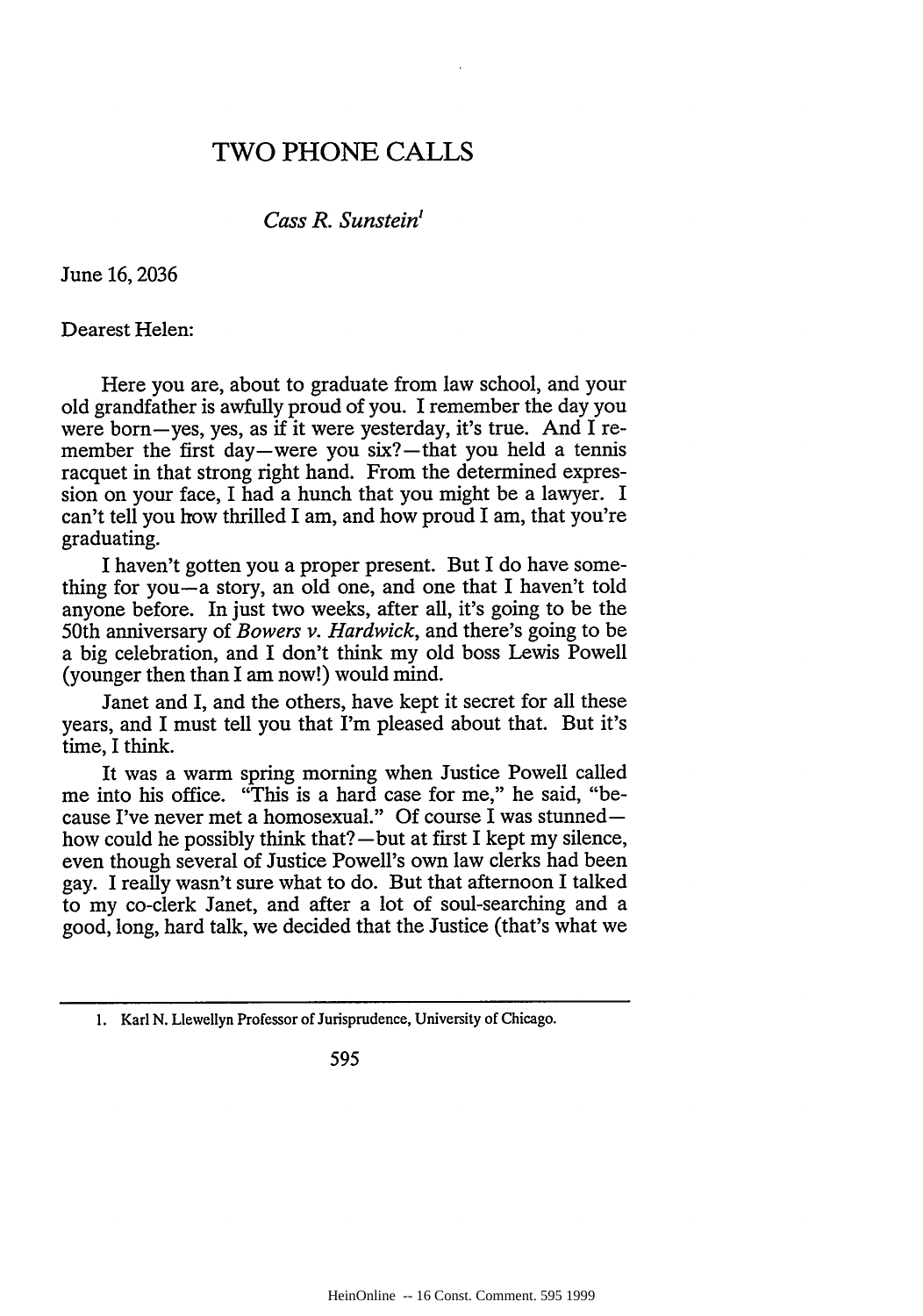# TWO PHONE CALLS

*Cass R. Sunstein*[1]

June 16, 2036

Dearest Helen:

Here you are, about to graduate from law school, and your old grandfather is awfully proud of you. I remember the day you were born—yes, yes, as if it were yesterday, it's true. And I remember the first day—were you six?—that you held a tennis racquet in that strong right hand. From the determined expression on your face, I had a hunch that you might be a lawyer. I can't tell you how thrilled I am, and how proud I am, that you're graduating.

I haven't gotten you a proper present. But I do have something for you—a story, an old one, and one that I haven't told anyone before. In just two weeks, after all, it's going to be the 50th anniversary of *Bowers v. Hardwick*, and there's going to be a big celebration, and I don't think my old boss Lewis Powell (younger then than I am now!) would mind.

Janet and I, and the others, have kept it secret for all these years, and I must tell you that I'm pleased about that. But it's time, I think.

It was a warm spring morning when Justice Powell called me into his office. "This is a hard case for me," he said, "because I've never met a homosexual." Of course I was stunned—how could he possibly think that?—but at first I kept my silence, even though several of Justice Powell's own law clerks had been gay. I really wasn't sure what to do. But that afternoon I talked to my co-clerk Janet, and after a lot of soul-searching and a good, long, hard talk, we decided that the Justice (that's what we

---

1. Karl N. Llewellyn Professor of Jurisprudence, University of Chicago.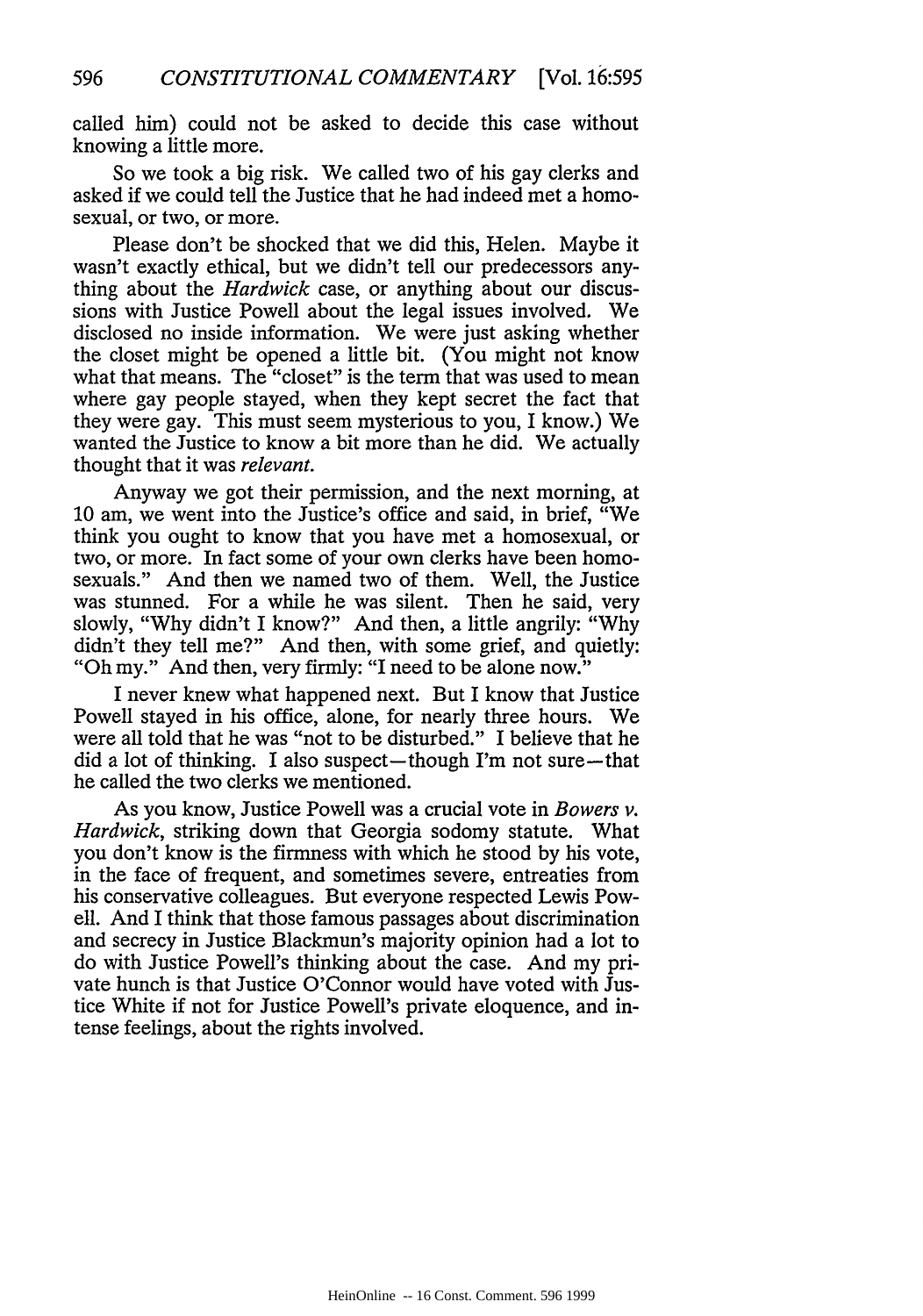called him) could not be asked to decide this case without knowing a little more.

So we took a big risk. We called two of his gay clerks and asked if we could tell the Justice that he had indeed met a homosexual, or two, or more.

Please don't be shocked that we did this, Helen. Maybe it wasn't exactly ethical, but we didn't tell our predecessors anything about the *Hardwick* case, or anything about our discussions with Justice Powell about the legal issues involved. We disclosed no inside information. We were just asking whether the closet might be opened a little bit. (You might not know what that means. The "closet" is the term that was used to mean where gay people stayed, when they kept secret the fact that they were gay. This must seem mysterious to you, I know.) We wanted the Justice to know a bit more than he did. We actually thought that it was *relevant*.

Anyway we got their permission, and the next morning, at 10 am, we went into the Justice's office and said, in brief, "We think you ought to know that you have met a homosexual, or two, or more. In fact some of your own clerks have been homosexuals." And then we named two of them. Well, the Justice was stunned. For a while he was silent. Then he said, very slowly, "Why didn't I know?" And then, a little angrily: "Why didn't they tell me?" And then, with some grief, and quietly: "Oh my." And then, very firmly: "I need to be alone now."

I never knew what happened next. But I know that Justice Powell stayed in his office, alone, for nearly three hours. We were all told that he was "not to be disturbed." I believe that he did a lot of thinking. I also suspect—though I'm not sure—that he called the two clerks we mentioned.

As you know, Justice Powell was a crucial vote in *Bowers v. Hardwick*, striking down that Georgia sodomy statute. What you don't know is the firmness with which he stood by his vote, in the face of frequent, and sometimes severe, entreaties from his conservative colleagues. But everyone respected Lewis Powell. And I think that those famous passages about discrimination and secrecy in Justice Blackmun's majority opinion had a lot to do with Justice Powell's thinking about the case. And my private hunch is that Justice O'Connor would have voted with Justice White if not for Justice Powell's private eloquence, and intense feelings, about the rights involved.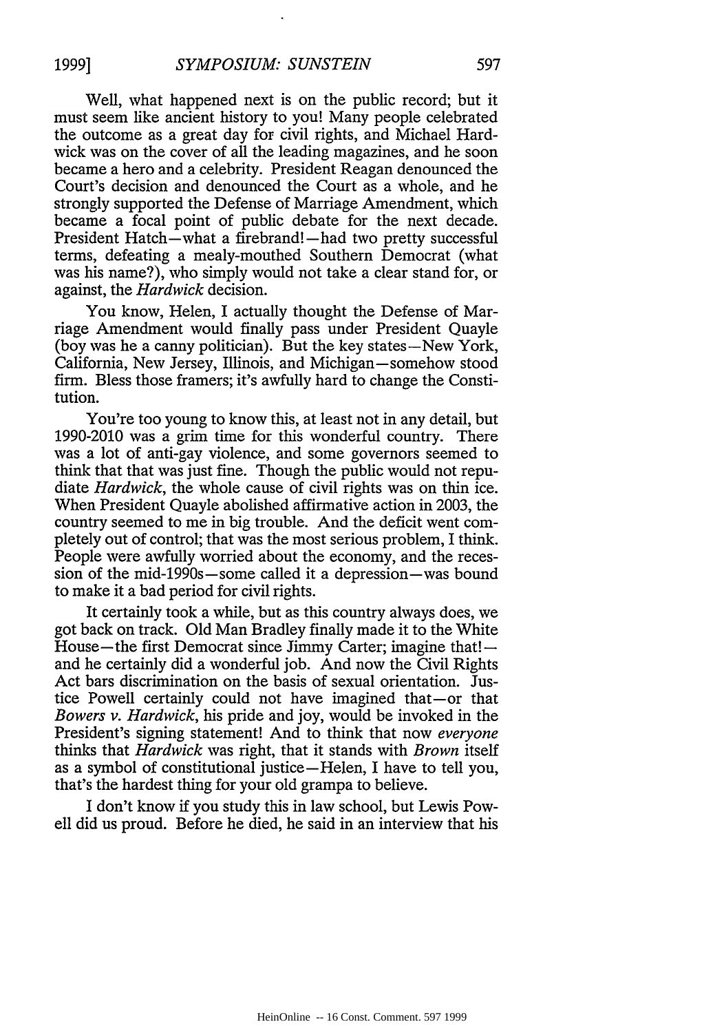Well, what happened next is on the public record; but it must seem like ancient history to you! Many people celebrated the outcome as a great day for civil rights, and Michael Hardwick was on the cover of all the leading magazines, and he soon became a hero and a celebrity. President Reagan denounced the Court's decision and denounced the Court as a whole, and he strongly supported the Defense of Marriage Amendment, which became a focal point of public debate for the next decade. President Hatch—what a firebrand!—had two pretty successful terms, defeating a mealy-mouthed Southern Democrat (what was his name?), who simply would not take a clear stand for, or against, the *Hardwick* decision.

You know, Helen, I actually thought the Defense of Marriage Amendment would finally pass under President Quayle (boy was he a canny politician). But the key states—New York, California, New Jersey, Illinois, and Michigan—somehow stood firm. Bless those framers; it's awfully hard to change the Constitution.

You're too young to know this, at least not in any detail, but 1990-2010 was a grim time for this wonderful country. There was a lot of anti-gay violence, and some governors seemed to think that that was just fine. Though the public would not repudiate *Hardwick*, the whole cause of civil rights was on thin ice. When President Quayle abolished affirmative action in 2003, the country seemed to me in big trouble. And the deficit went completely out of control; that was the most serious problem, I think. People were awfully worried about the economy, and the recession of the mid-1990s—some called it a depression—was bound to make it a bad period for civil rights.

It certainly took a while, but as this country always does, we got back on track. Old Man Bradley finally made it to the White House—the first Democrat since Jimmy Carter; imagine that!—and he certainly did a wonderful job. And now the Civil Rights Act bars discrimination on the basis of sexual orientation. Justice Powell certainly could not have imagined that—or that *Bowers v. Hardwick*, his pride and joy, would be invoked in the President's signing statement! And to think that now *everyone* thinks that *Hardwick* was right, that it stands with *Brown* itself as a symbol of constitutional justice—Helen, I have to tell you, that's the hardest thing for your old grampa to believe.

I don't know if you study this in law school, but Lewis Powell did us proud. Before he died, he said in an interview that his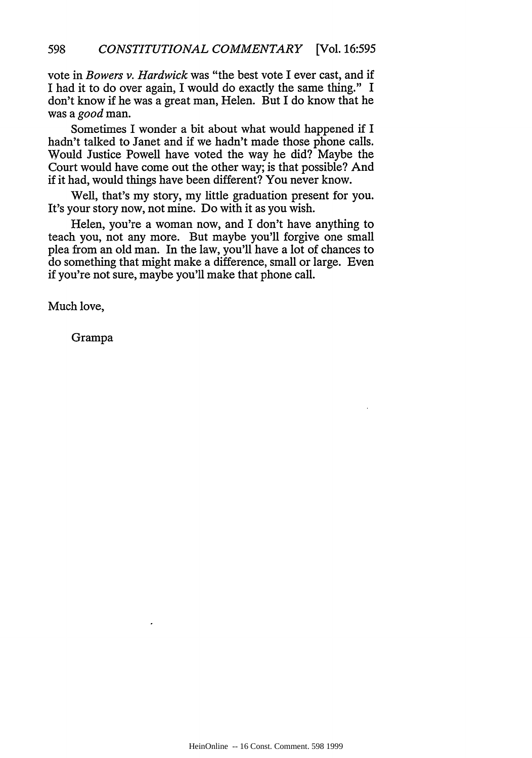vote in *Bowers v. Hardwick* was "the best vote I ever cast, and if I had it to do over again, I would do exactly the same thing." I don't know if he was a great man, Helen. But I do know that he was a *good* man.

Sometimes I wonder a bit about what would happened if I hadn't talked to Janet and if we hadn't made those phone calls. Would Justice Powell have voted the way he did? Maybe the Court would have come out the other way; is that possible? And if it had, would things have been different? You never know.

Well, that's my story, my little graduation present for you. It's your story now, not mine. Do with it as you wish.

Helen, you're a woman now, and I don't have anything to teach you, not any more. But maybe you'll forgive one small plea from an old man. In the law, you'll have a lot of chances to do something that might make a difference, small or large. Even if you're not sure, maybe you'll make that phone call.

Much love,

Grampa